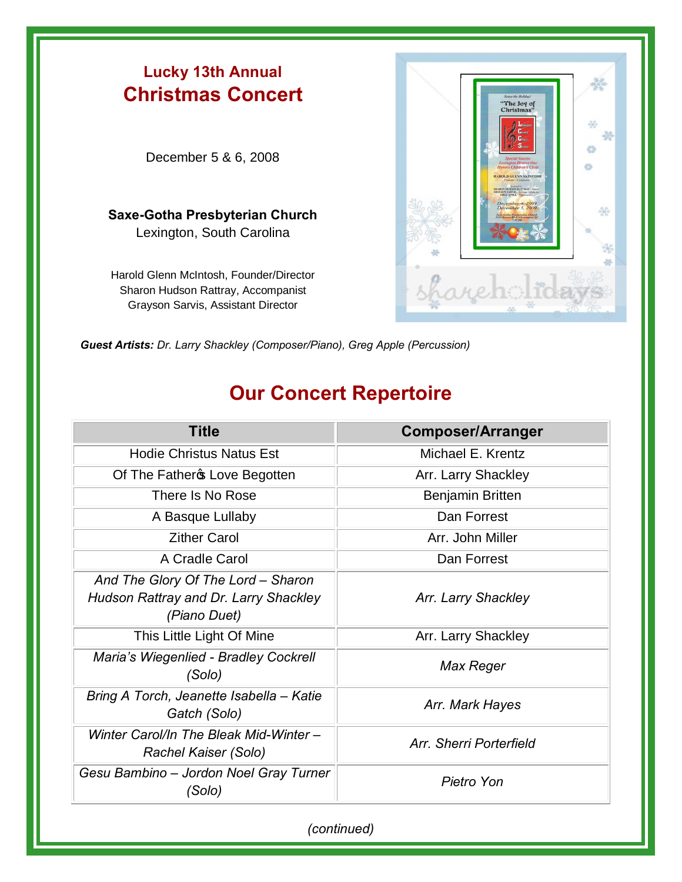# Lucky 13th Annual
# Christmas Concert

December 5 & 6, 2008

**Saxe-Gotha Presbyterian Church**
Lexington, South Carolina

Harold Glenn McIntosh, Founder/Director
Sharon Hudson Rattray, Accompanist
Grayson Sarvis, Assistant Director

***Guest Artists:*** *Dr. Larry Shackley (Composer/Piano), Greg Apple (Percussion)*

## Our Concert Repertoire

| Title | Composer/Arranger |
|---|---|
| Hodie Christus Natus Est | Michael E. Krentz |
| Of The Father�s Love Begotten | Arr. Larry Shackley |
| There Is No Rose | Benjamin Britten |
| A Basque Lullaby | Dan Forrest |
| Zither Carol | Arr. John Miller |
| A Cradle Carol | Dan Forrest |
| *And The Glory Of The Lord – Sharon Hudson Rattray and Dr. Larry Shackley (Piano Duet)* | *Arr. Larry Shackley* |
| This Little Light Of Mine | Arr. Larry Shackley |
| *Maria's Wiegenlied - Bradley Cockrell (Solo)* | *Max Reger* |
| *Bring A Torch, Jeanette Isabella – Katie Gatch (Solo)* | *Arr. Mark Hayes* |
| *Winter Carol/In The Bleak Mid-Winter – Rachel Kaiser (Solo)* | *Arr. Sherri Porterfield* |
| *Gesu Bambino – Jordon Noel Gray Turner (Solo)* | *Pietro Yon* |

*(continued)*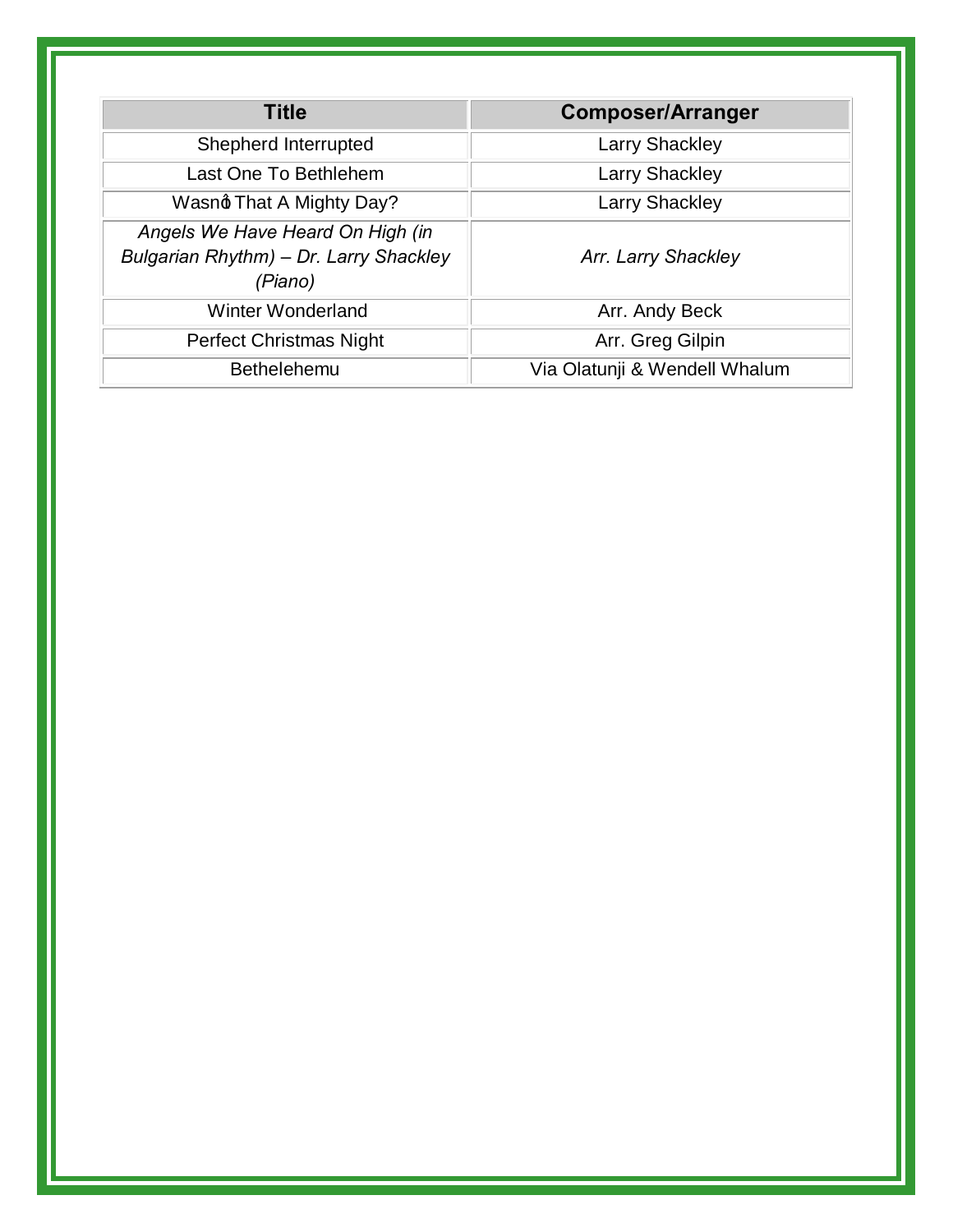| Title | Composer/Arranger |
| --- | --- |
| Shepherd Interrupted | Larry Shackley |
| Last One To Bethlehem | Larry Shackley |
| Wasnʼt That A Mighty Day? | Larry Shackley |
| *Angels We Have Heard On High (in Bulgarian Rhythm) – Dr. Larry Shackley (Piano)* | *Arr. Larry Shackley* |
| Winter Wonderland | Arr. Andy Beck |
| Perfect Christmas Night | Arr. Greg Gilpin |
| Bethelehemu | Via Olatunji & Wendell Whalum |